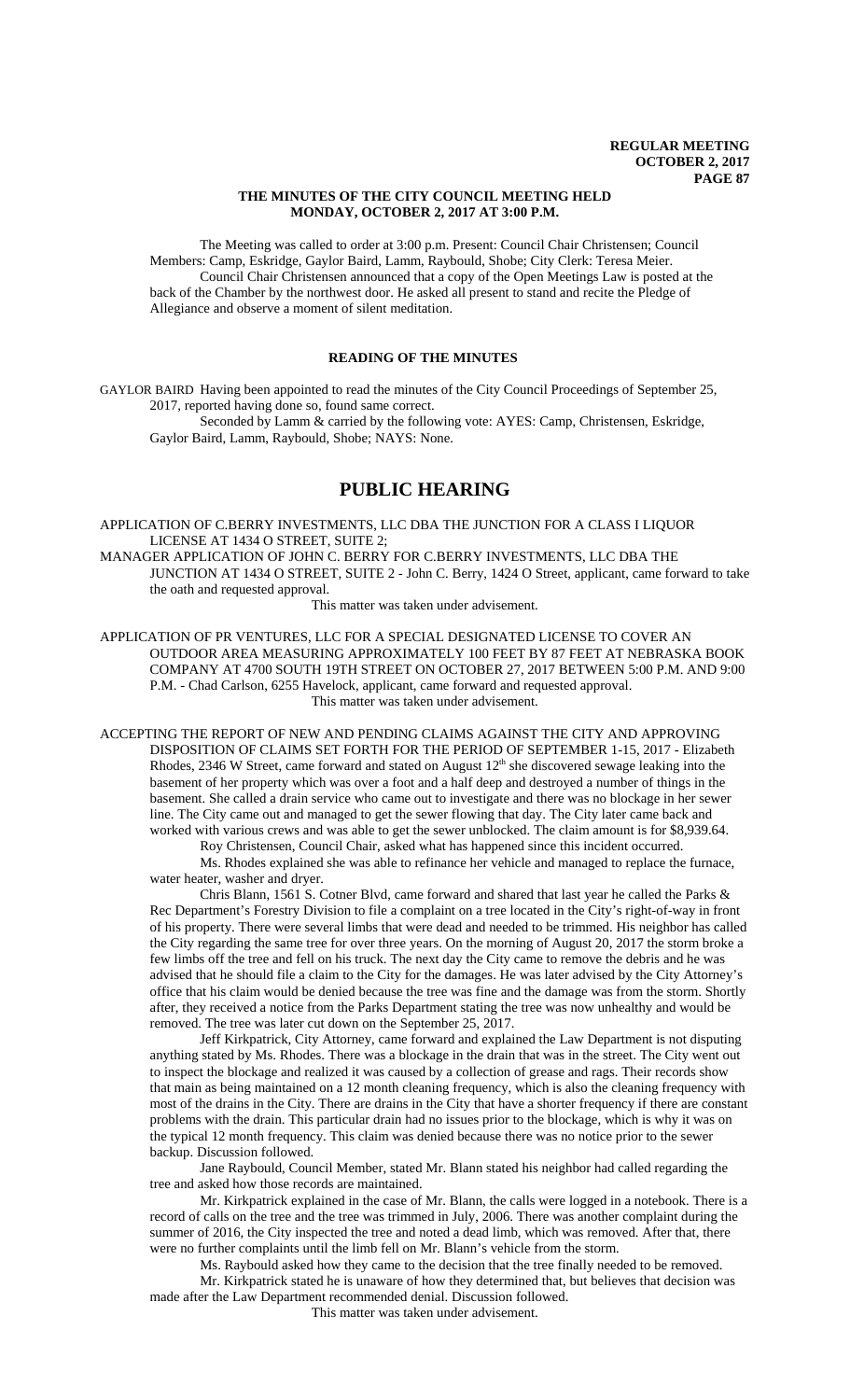# THE MINUTES OF THE CITY COUNCIL MEETING HELD MONDAY, OCTOBER 2, 2017 AT 3:00 P.M.

The Meeting was called to order at 3:00 p.m. Present: Council Chair Christensen; Council Members: Camp, Eskridge, Gaylor Baird, Lamm, Raybould, Shobe; City Clerk: Teresa Meier.

Council Chair Christensen announced that a copy of the Open Meetings Law is posted at the back of the Chamber by the northwest door. He asked all present to stand and recite the Pledge of Allegiance and observe a moment of silent meditation.

## READING OF THE MINUTES

GAYLOR BAIRD Having been appointed to read the minutes of the City Council Proceedings of September 25, 2017, reported having done so, found same correct.

Seconded by Lamm & carried by the following vote: AYES: Camp, Christensen, Eskridge, Gaylor Baird, Lamm, Raybould, Shobe; NAYS: None.

# PUBLIC HEARING

APPLICATION OF C.BERRY INVESTMENTS, LLC DBA THE JUNCTION FOR A CLASS I LIQUOR LICENSE AT 1434 O STREET, SUITE 2;

MANAGER APPLICATION OF JOHN C. BERRY FOR C.BERRY INVESTMENTS, LLC DBA THE JUNCTION AT 1434 O STREET, SUITE 2 - John C. Berry, 1424 O Street, applicant, came forward to take the oath and requested approval.

This matter was taken under advisement.

APPLICATION OF PR VENTURES, LLC FOR A SPECIAL DESIGNATED LICENSE TO COVER AN OUTDOOR AREA MEASURING APPROXIMATELY 100 FEET BY 87 FEET AT NEBRASKA BOOK COMPANY AT 4700 SOUTH 19TH STREET ON OCTOBER 27, 2017 BETWEEN 5:00 P.M. AND 9:00 P.M. - Chad Carlson, 6255 Havelock, applicant, came forward and requested approval.

This matter was taken under advisement.

ACCEPTING THE REPORT OF NEW AND PENDING CLAIMS AGAINST THE CITY AND APPROVING DISPOSITION OF CLAIMS SET FORTH FOR THE PERIOD OF SEPTEMBER 1-15, 2017 - Elizabeth Rhodes, 2346 W Street, came forward and stated on August 12th she discovered sewage leaking into the basement of her property which was over a foot and a half deep and destroyed a number of things in the basement. She called a drain service who came out to investigate and there was no blockage in her sewer line. The City came out and managed to get the sewer flowing that day. The City later came back and worked with various crews and was able to get the sewer unblocked. The claim amount is for $8,939.64.

Roy Christensen, Council Chair, asked what has happened since this incident occurred.

Ms. Rhodes explained she was able to refinance her vehicle and managed to replace the furnace, water heater, washer and dryer.

Chris Blann, 1561 S. Cotner Blvd, came forward and shared that last year he called the Parks & Rec Department's Forestry Division to file a complaint on a tree located in the City's right-of-way in front of his property. There were several limbs that were dead and needed to be trimmed. His neighbor has called the City regarding the same tree for over three years. On the morning of August 20, 2017 the storm broke a few limbs off the tree and fell on his truck. The next day the City came to remove the debris and he was advised that he should file a claim to the City for the damages. He was later advised by the City Attorney's office that his claim would be denied because the tree was fine and the damage was from the storm. Shortly after, they received a notice from the Parks Department stating the tree was now unhealthy and would be removed. The tree was later cut down on the September 25, 2017.

Jeff Kirkpatrick, City Attorney, came forward and explained the Law Department is not disputing anything stated by Ms. Rhodes. There was a blockage in the drain that was in the street. The City went out to inspect the blockage and realized it was caused by a collection of grease and rags. Their records show that main as being maintained on a 12 month cleaning frequency, which is also the cleaning frequency with most of the drains in the City. There are drains in the City that have a shorter frequency if there are constant problems with the drain. This particular drain had no issues prior to the blockage, which is why it was on the typical 12 month frequency. This claim was denied because there was no notice prior to the sewer backup. Discussion followed.

Jane Raybould, Council Member, stated Mr. Blann stated his neighbor had called regarding the tree and asked how those records are maintained.

Mr. Kirkpatrick explained in the case of Mr. Blann, the calls were logged in a notebook. There is a record of calls on the tree and the tree was trimmed in July, 2006. There was another complaint during the summer of 2016, the City inspected the tree and noted a dead limb, which was removed. After that, there were no further complaints until the limb fell on Mr. Blann's vehicle from the storm.

Ms. Raybould asked how they came to the decision that the tree finally needed to be removed.

Mr. Kirkpatrick stated he is unaware of how they determined that, but believes that decision was made after the Law Department recommended denial. Discussion followed.

This matter was taken under advisement.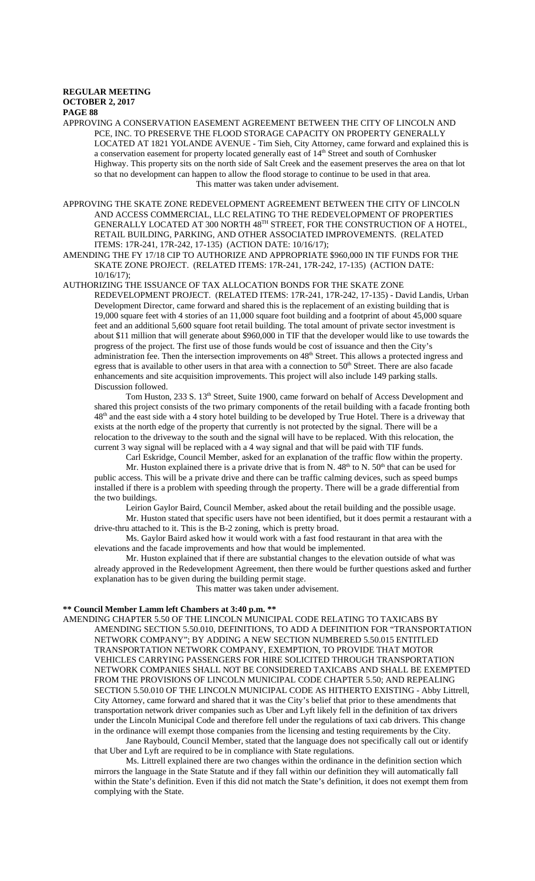APPROVING A CONSERVATION EASEMENT AGREEMENT BETWEEN THE CITY OF LINCOLN AND PCE, INC. TO PRESERVE THE FLOOD STORAGE CAPACITY ON PROPERTY GENERALLY LOCATED AT 1821 YOLANDE AVENUE - Tim Sieh, City Attorney, came forward and explained this is a conservation easement for property located generally east of 14th Street and south of Cornhusker Highway. This property sits on the north side of Salt Creek and the easement preserves the area on that lot so that no development can happen to allow the flood storage to continue to be used in that area.

This matter was taken under advisement.

APPROVING THE SKATE ZONE REDEVELOPMENT AGREEMENT BETWEEN THE CITY OF LINCOLN AND ACCESS COMMERCIAL, LLC RELATING TO THE REDEVELOPMENT OF PROPERTIES GENERALLY LOCATED AT 300 NORTH 48TH STREET, FOR THE CONSTRUCTION OF A HOTEL, RETAIL BUILDING, PARKING, AND OTHER ASSOCIATED IMPROVEMENTS. (RELATED ITEMS: 17R-241, 17R-242, 17-135) (ACTION DATE: 10/16/17);

AMENDING THE FY 17/18 CIP TO AUTHORIZE AND APPROPRIATE $960,000 IN TIF FUNDS FOR THE SKATE ZONE PROJECT. (RELATED ITEMS: 17R-241, 17R-242, 17-135) (ACTION DATE: 10/16/17);

AUTHORIZING THE ISSUANCE OF TAX ALLOCATION BONDS FOR THE SKATE ZONE REDEVELOPMENT PROJECT. (RELATED ITEMS: 17R-241, 17R-242, 17-135) - David Landis, Urban Development Director, came forward and shared this is the replacement of an existing building that is 19,000 square feet with 4 stories of an 11,000 square foot building and a footprint of about 45,000 square feet and an additional 5,600 square foot retail building. The total amount of private sector investment is about $11 million that will generate about $960,000 in TIF that the developer would like to use towards the progress of the project. The first use of those funds would be cost of issuance and then the City's administration fee. Then the intersection improvements on 48th Street. This allows a protected ingress and egress that is available to other users in that area with a connection to 50th Street. There are also facade enhancements and site acquisition improvements. This project will also include 149 parking stalls. Discussion followed.

Tom Huston, 233 S. 13th Street, Suite 1900, came forward on behalf of Access Development and shared this project consists of the two primary components of the retail building with a facade fronting both 48th and the east side with a 4 story hotel building to be developed by True Hotel. There is a driveway that exists at the north edge of the property that currently is not protected by the signal. There will be a relocation to the driveway to the south and the signal will have to be replaced. With this relocation, the current 3 way signal will be replaced with a 4 way signal and that will be paid with TIF funds.

Carl Eskridge, Council Member, asked for an explanation of the traffic flow within the property.

Mr. Huston explained there is a private drive that is from N. 48th to N. 50th that can be used for public access. This will be a private drive and there can be traffic calming devices, such as speed bumps installed if there is a problem with speeding through the property. There will be a grade differential from the two buildings.

Leirion Gaylor Baird, Council Member, asked about the retail building and the possible usage.

Mr. Huston stated that specific users have not been identified, but it does permit a restaurant with a drive-thru attached to it. This is the B-2 zoning, which is pretty broad.

Ms. Gaylor Baird asked how it would work with a fast food restaurant in that area with the elevations and the facade improvements and how that would be implemented.

Mr. Huston explained that if there are substantial changes to the elevation outside of what was already approved in the Redevelopment Agreement, then there would be further questions asked and further explanation has to be given during the building permit stage.

This matter was taken under advisement.

**\*\* Council Member Lamm left Chambers at 3:40 p.m. \*\***

AMENDING CHAPTER 5.50 OF THE LINCOLN MUNICIPAL CODE RELATING TO TAXICABS BY AMENDING SECTION 5.50.010, DEFINITIONS, TO ADD A DEFINITION FOR "TRANSPORTATION NETWORK COMPANY"; BY ADDING A NEW SECTION NUMBERED 5.50.015 ENTITLED TRANSPORTATION NETWORK COMPANY, EXEMPTION, TO PROVIDE THAT MOTOR VEHICLES CARRYING PASSENGERS FOR HIRE SOLICITED THROUGH TRANSPORTATION NETWORK COMPANIES SHALL NOT BE CONSIDERED TAXICABS AND SHALL BE EXEMPTED FROM THE PROVISIONS OF LINCOLN MUNICIPAL CODE CHAPTER 5.50; AND REPEALING SECTION 5.50.010 OF THE LINCOLN MUNICIPAL CODE AS HITHERTO EXISTING - Abby Littrell, City Attorney, came forward and shared that it was the City's belief that prior to these amendments that transportation network driver companies such as Uber and Lyft likely fell in the definition of tax drivers under the Lincoln Municipal Code and therefore fell under the regulations of taxi cab drivers. This change in the ordinance will exempt those companies from the licensing and testing requirements by the City.

Jane Raybould, Council Member, stated that the language does not specifically call out or identify that Uber and Lyft are required to be in compliance with State regulations.

Ms. Littrell explained there are two changes within the ordinance in the definition section which mirrors the language in the State Statute and if they fall within our definition they will automatically fall within the State's definition. Even if this did not match the State's definition, it does not exempt them from complying with the State.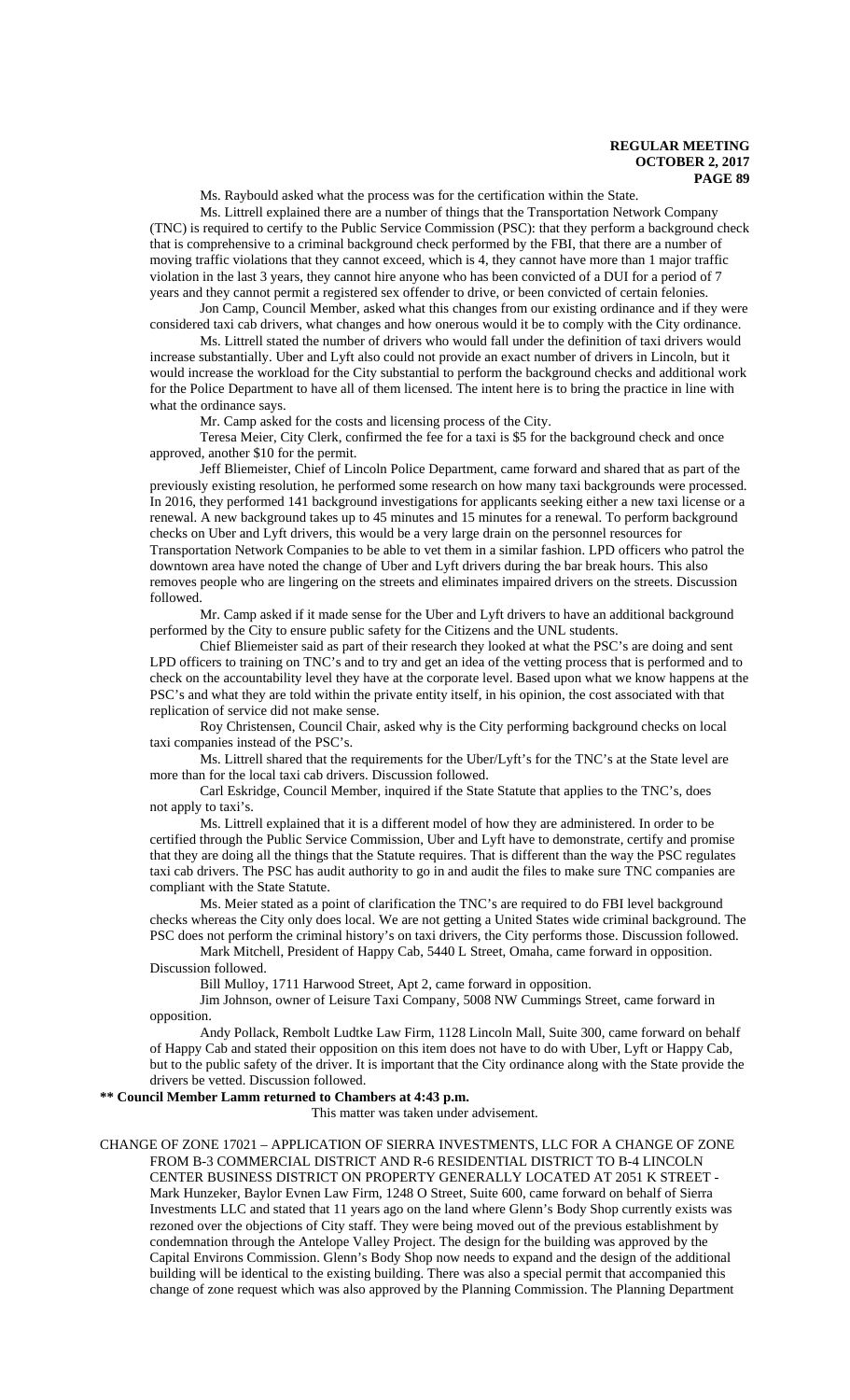Ms. Raybould asked what the process was for the certification within the State.

Ms. Littrell explained there are a number of things that the Transportation Network Company (TNC) is required to certify to the Public Service Commission (PSC): that they perform a background check that is comprehensive to a criminal background check performed by the FBI, that there are a number of moving traffic violations that they cannot exceed, which is 4, they cannot have more than 1 major traffic violation in the last 3 years, they cannot hire anyone who has been convicted of a DUI for a period of 7 years and they cannot permit a registered sex offender to drive, or been convicted of certain felonies.

Jon Camp, Council Member, asked what this changes from our existing ordinance and if they were considered taxi cab drivers, what changes and how onerous would it be to comply with the City ordinance.

Ms. Littrell stated the number of drivers who would fall under the definition of taxi drivers would increase substantially. Uber and Lyft also could not provide an exact number of drivers in Lincoln, but it would increase the workload for the City substantial to perform the background checks and additional work for the Police Department to have all of them licensed. The intent here is to bring the practice in line with what the ordinance says.

Mr. Camp asked for the costs and licensing process of the City.

Teresa Meier, City Clerk, confirmed the fee for a taxi is $5 for the background check and once approved, another $10 for the permit.

Jeff Bliemeister, Chief of Lincoln Police Department, came forward and shared that as part of the previously existing resolution, he performed some research on how many taxi backgrounds were processed. In 2016, they performed 141 background investigations for applicants seeking either a new taxi license or a renewal. A new background takes up to 45 minutes and 15 minutes for a renewal. To perform background checks on Uber and Lyft drivers, this would be a very large drain on the personnel resources for Transportation Network Companies to be able to vet them in a similar fashion. LPD officers who patrol the downtown area have noted the change of Uber and Lyft drivers during the bar break hours. This also removes people who are lingering on the streets and eliminates impaired drivers on the streets. Discussion followed.

Mr. Camp asked if it made sense for the Uber and Lyft drivers to have an additional background performed by the City to ensure public safety for the Citizens and the UNL students.

Chief Bliemeister said as part of their research they looked at what the PSC's are doing and sent LPD officers to training on TNC's and to try and get an idea of the vetting process that is performed and to check on the accountability level they have at the corporate level. Based upon what we know happens at the PSC's and what they are told within the private entity itself, in his opinion, the cost associated with that replication of service did not make sense.

Roy Christensen, Council Chair, asked why is the City performing background checks on local taxi companies instead of the PSC's.

Ms. Littrell shared that the requirements for the Uber/Lyft's for the TNC's at the State level are more than for the local taxi cab drivers. Discussion followed.

Carl Eskridge, Council Member, inquired if the State Statute that applies to the TNC's, does not apply to taxi's.

Ms. Littrell explained that it is a different model of how they are administered. In order to be certified through the Public Service Commission, Uber and Lyft have to demonstrate, certify and promise that they are doing all the things that the Statute requires. That is different than the way the PSC regulates taxi cab drivers. The PSC has audit authority to go in and audit the files to make sure TNC companies are compliant with the State Statute.

Ms. Meier stated as a point of clarification the TNC's are required to do FBI level background checks whereas the City only does local. We are not getting a United States wide criminal background. The PSC does not perform the criminal history's on taxi drivers, the City performs those. Discussion followed.

Mark Mitchell, President of Happy Cab, 5440 L Street, Omaha, came forward in opposition. Discussion followed.

Bill Mulloy, 1711 Harwood Street, Apt 2, came forward in opposition.

Jim Johnson, owner of Leisure Taxi Company, 5008 NW Cummings Street, came forward in opposition.

Andy Pollack, Rembolt Ludtke Law Firm, 1128 Lincoln Mall, Suite 300, came forward on behalf of Happy Cab and stated that their opposition on this item does not have to do with Uber, Lyft or Happy Cab, but to the public safety of the driver. It is important that the City ordinance along with the State provide the drivers be vetted. Discussion followed.

**\*\* Council Member Lamm returned to Chambers at 4:43 p.m.**

This matter was taken under advisement.

CHANGE OF ZONE 17021 – APPLICATION OF SIERRA INVESTMENTS, LLC FOR A CHANGE OF ZONE FROM B-3 COMMERCIAL DISTRICT AND R-6 RESIDENTIAL DISTRICT TO B-4 LINCOLN CENTER BUSINESS DISTRICT ON PROPERTY GENERALLY LOCATED AT 2051 K STREET - Mark Hunzeker, Baylor Evnen Law Firm, 1248 O Street, Suite 600, came forward on behalf of Sierra Investments LLC and stated that 11 years ago on the land where Glenn's Body Shop currently exists was rezoned over the objections of City staff. They were being moved out of the previous establishment by condemnation through the Antelope Valley Project. The design for the building was approved by the Capital Environs Commission. Glenn's Body Shop now needs to expand and the design of the additional building will be identical to the existing building. There was also a special permit that accompanied this change of zone request which was also approved by the Planning Commission. The Planning Department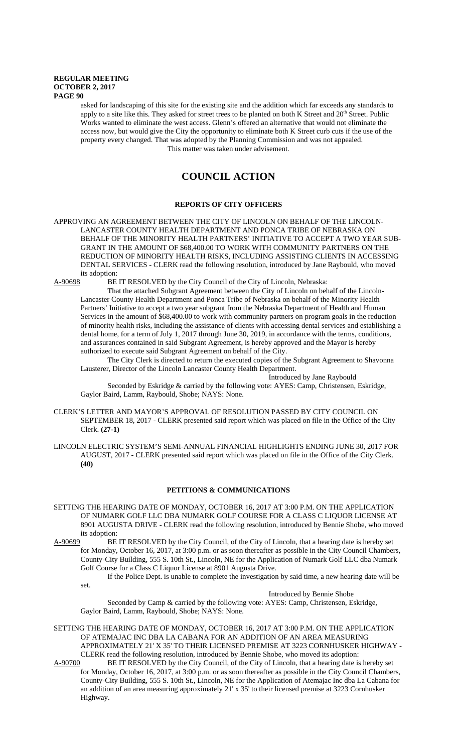asked for landscaping of this site for the existing site and the addition which far exceeds any standards to apply to a site like this. They asked for street trees to be planted on both K Street and 20th Street. Public Works wanted to eliminate the west access. Glenn's offered an alternative that would not eliminate the access now, but would give the City the opportunity to eliminate both K Street curb cuts if the use of the property every changed. That was adopted by the Planning Commission and was not appealed.

This matter was taken under advisement.

# COUNCIL ACTION

## REPORTS OF CITY OFFICERS

APPROVING AN AGREEMENT BETWEEN THE CITY OF LINCOLN ON BEHALF OF THE LINCOLN-LANCASTER COUNTY HEALTH DEPARTMENT AND PONCA TRIBE OF NEBRASKA ON BEHALF OF THE MINORITY HEALTH PARTNERS' INITIATIVE TO ACCEPT A TWO YEAR SUB-GRANT IN THE AMOUNT OF $68,400.00 TO WORK WITH COMMUNITY PARTNERS ON THE REDUCTION OF MINORITY HEALTH RISKS, INCLUDING ASSISTING CLIENTS IN ACCESSING DENTAL SERVICES - CLERK read the following resolution, introduced by Jane Raybould, who moved its adoption:

A-90698 BE IT RESOLVED by the City Council of the City of Lincoln, Nebraska:

That the attached Subgrant Agreement between the City of Lincoln on behalf of the Lincoln-Lancaster County Health Department and Ponca Tribe of Nebraska on behalf of the Minority Health Partners' Initiative to accept a two year subgrant from the Nebraska Department of Health and Human Services in the amount of $68,400.00 to work with community partners on program goals in the reduction of minority health risks, including the assistance of clients with accessing dental services and establishing a dental home, for a term of July 1, 2017 through June 30, 2019, in accordance with the terms, conditions, and assurances contained in said Subgrant Agreement, is hereby approved and the Mayor is hereby authorized to execute said Subgrant Agreement on behalf of the City.

The City Clerk is directed to return the executed copies of the Subgrant Agreement to Shavonna Lausterer, Director of the Lincoln Lancaster County Health Department.

Introduced by Jane Raybould

Seconded by Eskridge & carried by the following vote: AYES: Camp, Christensen, Eskridge, Gaylor Baird, Lamm, Raybould, Shobe; NAYS: None.

CLERK'S LETTER AND MAYOR'S APPROVAL OF RESOLUTION PASSED BY CITY COUNCIL ON SEPTEMBER 18, 2017 - CLERK presented said report which was placed on file in the Office of the City Clerk. **(27-1)**

LINCOLN ELECTRIC SYSTEM'S SEMI-ANNUAL FINANCIAL HIGHLIGHTS ENDING JUNE 30, 2017 FOR AUGUST, 2017 - CLERK presented said report which was placed on file in the Office of the City Clerk. **(40)**

## PETITIONS & COMMUNICATIONS

SETTING THE HEARING DATE OF MONDAY, OCTOBER 16, 2017 AT 3:00 P.M. ON THE APPLICATION OF NUMARK GOLF LLC DBA NUMARK GOLF COURSE FOR A CLASS C LIQUOR LICENSE AT 8901 AUGUSTA DRIVE - CLERK read the following resolution, introduced by Bennie Shobe, who moved its adoption:

A-90699 BE IT RESOLVED by the City Council, of the City of Lincoln, that a hearing date is hereby set for Monday, October 16, 2017, at 3:00 p.m. or as soon thereafter as possible in the City Council Chambers, County-City Building, 555 S. 10th St., Lincoln, NE for the Application of Numark Golf LLC dba Numark Golf Course for a Class C Liquor License at 8901 Augusta Drive.

If the Police Dept. is unable to complete the investigation by said time, a new hearing date will be set.

Introduced by Bennie Shobe

Seconded by Camp & carried by the following vote: AYES: Camp, Christensen, Eskridge, Gaylor Baird, Lamm, Raybould, Shobe; NAYS: None.

SETTING THE HEARING DATE OF MONDAY, OCTOBER 16, 2017 AT 3:00 P.M. ON THE APPLICATION OF ATEMAJAC INC DBA LA CABANA FOR AN ADDITION OF AN AREA MEASURING APPROXIMATELY 21' X 35' TO THEIR LICENSED PREMISE AT 3223 CORNHUSKER HIGHWAY - CLERK read the following resolution, introduced by Bennie Shobe, who moved its adoption:

A-90700 BE IT RESOLVED by the City Council, of the City of Lincoln, that a hearing date is hereby set for Monday, October 16, 2017, at 3:00 p.m. or as soon thereafter as possible in the City Council Chambers, County-City Building, 555 S. 10th St., Lincoln, NE for the Application of Atemajac Inc dba La Cabana for an addition of an area measuring approximately 21' x 35' to their licensed premise at 3223 Cornhusker Highway.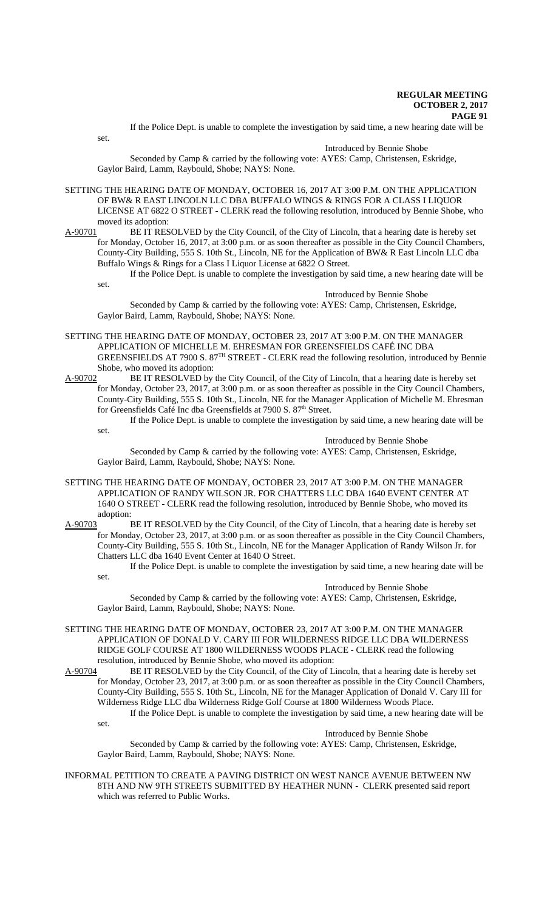If the Police Dept. is unable to complete the investigation by said time, a new hearing date will be set.

Introduced by Bennie Shobe

Seconded by Camp & carried by the following vote: AYES: Camp, Christensen, Eskridge, Gaylor Baird, Lamm, Raybould, Shobe; NAYS: None.

SETTING THE HEARING DATE OF MONDAY, OCTOBER 16, 2017 AT 3:00 P.M. ON THE APPLICATION OF BW& R EAST LINCOLN LLC DBA BUFFALO WINGS & RINGS FOR A CLASS I LIQUOR LICENSE AT 6822 O STREET - CLERK read the following resolution, introduced by Bennie Shobe, who moved its adoption:

A-90701 BE IT RESOLVED by the City Council, of the City of Lincoln, that a hearing date is hereby set for Monday, October 16, 2017, at 3:00 p.m. or as soon thereafter as possible in the City Council Chambers, County-City Building, 555 S. 10th St., Lincoln, NE for the Application of BW& R East Lincoln LLC dba Buffalo Wings & Rings for a Class I Liquor License at 6822 O Street.

If the Police Dept. is unable to complete the investigation by said time, a new hearing date will be set.

Introduced by Bennie Shobe

Seconded by Camp & carried by the following vote: AYES: Camp, Christensen, Eskridge, Gaylor Baird, Lamm, Raybould, Shobe; NAYS: None.

SETTING THE HEARING DATE OF MONDAY, OCTOBER 23, 2017 AT 3:00 P.M. ON THE MANAGER APPLICATION OF MICHELLE M. EHRESMAN FOR GREENSFIELDS CAFÉ INC DBA GREENSFIELDS AT 7900 S. 87TH STREET - CLERK read the following resolution, introduced by Bennie Shobe, who moved its adoption:

A-90702 BE IT RESOLVED by the City Council, of the City of Lincoln, that a hearing date is hereby set for Monday, October 23, 2017, at 3:00 p.m. or as soon thereafter as possible in the City Council Chambers, County-City Building, 555 S. 10th St., Lincoln, NE for the Manager Application of Michelle M. Ehresman for Greensfields Café Inc dba Greensfields at 7900 S. 87th Street.

If the Police Dept. is unable to complete the investigation by said time, a new hearing date will be set.

Introduced by Bennie Shobe

Seconded by Camp & carried by the following vote: AYES: Camp, Christensen, Eskridge, Gaylor Baird, Lamm, Raybould, Shobe; NAYS: None.

SETTING THE HEARING DATE OF MONDAY, OCTOBER 23, 2017 AT 3:00 P.M. ON THE MANAGER APPLICATION OF RANDY WILSON JR. FOR CHATTERS LLC DBA 1640 EVENT CENTER AT 1640 O STREET - CLERK read the following resolution, introduced by Bennie Shobe, who moved its adoption:

A-90703 BE IT RESOLVED by the City Council, of the City of Lincoln, that a hearing date is hereby set for Monday, October 23, 2017, at 3:00 p.m. or as soon thereafter as possible in the City Council Chambers, County-City Building, 555 S. 10th St., Lincoln, NE for the Manager Application of Randy Wilson Jr. for Chatters LLC dba 1640 Event Center at 1640 O Street.

If the Police Dept. is unable to complete the investigation by said time, a new hearing date will be set.

Introduced by Bennie Shobe

Seconded by Camp & carried by the following vote: AYES: Camp, Christensen, Eskridge, Gaylor Baird, Lamm, Raybould, Shobe; NAYS: None.

SETTING THE HEARING DATE OF MONDAY, OCTOBER 23, 2017 AT 3:00 P.M. ON THE MANAGER APPLICATION OF DONALD V. CARY III FOR WILDERNESS RIDGE LLC DBA WILDERNESS RIDGE GOLF COURSE AT 1800 WILDERNESS WOODS PLACE - CLERK read the following resolution, introduced by Bennie Shobe, who moved its adoption:

A-90704 BE IT RESOLVED by the City Council, of the City of Lincoln, that a hearing date is hereby set for Monday, October 23, 2017, at 3:00 p.m. or as soon thereafter as possible in the City Council Chambers, County-City Building, 555 S. 10th St., Lincoln, NE for the Manager Application of Donald V. Cary III for Wilderness Ridge LLC dba Wilderness Ridge Golf Course at 1800 Wilderness Woods Place.

If the Police Dept. is unable to complete the investigation by said time, a new hearing date will be set.

Introduced by Bennie Shobe

Seconded by Camp & carried by the following vote: AYES: Camp, Christensen, Eskridge, Gaylor Baird, Lamm, Raybould, Shobe; NAYS: None.

INFORMAL PETITION TO CREATE A PAVING DISTRICT ON WEST NANCE AVENUE BETWEEN NW 8TH AND NW 9TH STREETS SUBMITTED BY HEATHER NUNN - CLERK presented said report which was referred to Public Works.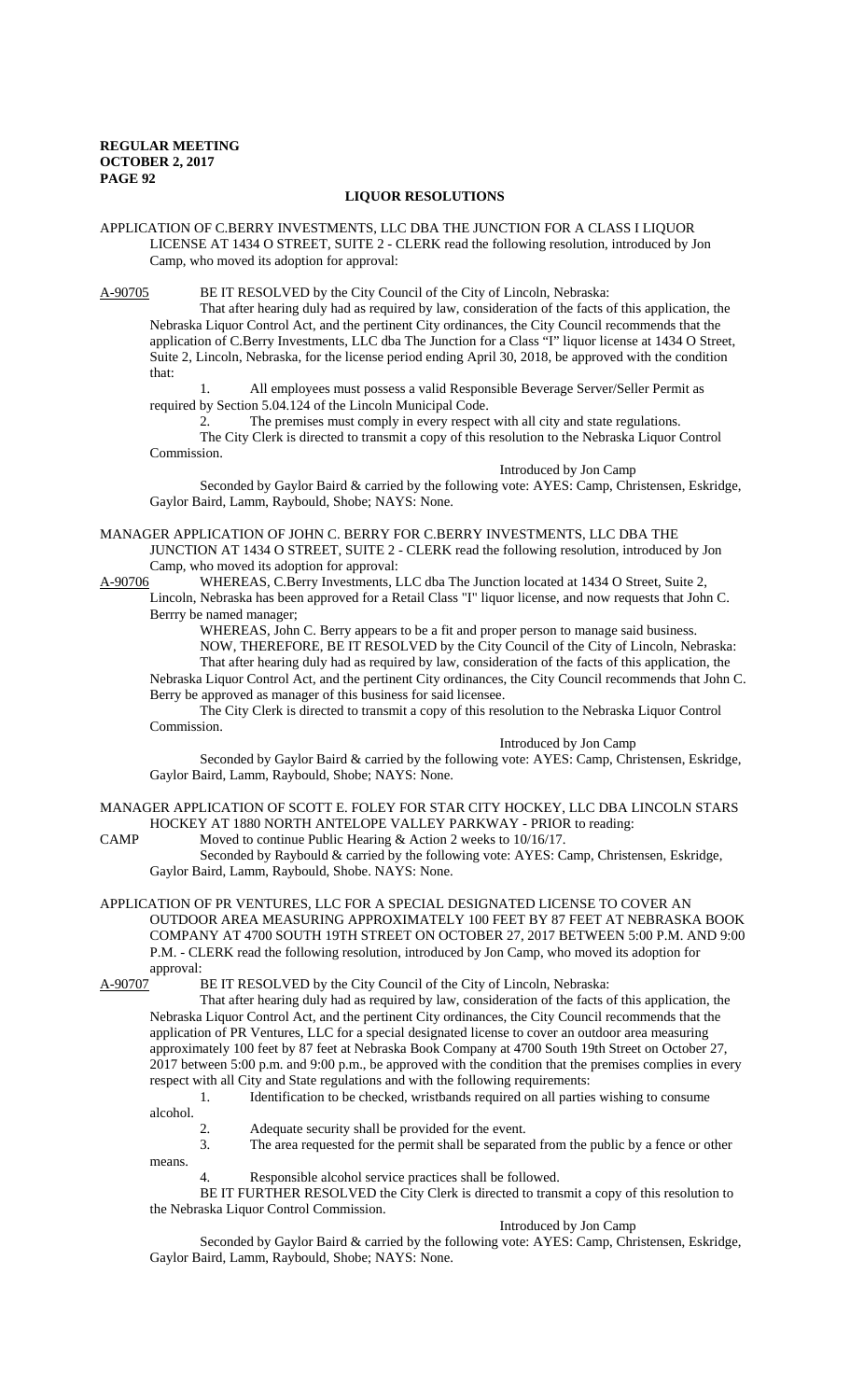## LIQUOR RESOLUTIONS

APPLICATION OF C.BERRY INVESTMENTS, LLC DBA THE JUNCTION FOR A CLASS I LIQUOR LICENSE AT 1434 O STREET, SUITE 2 - CLERK read the following resolution, introduced by Jon Camp, who moved its adoption for approval:

A-90705 BE IT RESOLVED by the City Council of the City of Lincoln, Nebraska:

That after hearing duly had as required by law, consideration of the facts of this application, the Nebraska Liquor Control Act, and the pertinent City ordinances, the City Council recommends that the application of C.Berry Investments, LLC dba The Junction for a Class "I" liquor license at 1434 O Street, Suite 2, Lincoln, Nebraska, for the license period ending April 30, 2018, be approved with the condition that:

1. All employees must possess a valid Responsible Beverage Server/Seller Permit as required by Section 5.04.124 of the Lincoln Municipal Code.
2. The premises must comply in every respect with all city and state regulations.

The City Clerk is directed to transmit a copy of this resolution to the Nebraska Liquor Control Commission.

Introduced by Jon Camp

Seconded by Gaylor Baird & carried by the following vote: AYES: Camp, Christensen, Eskridge, Gaylor Baird, Lamm, Raybould, Shobe; NAYS: None.

MANAGER APPLICATION OF JOHN C. BERRY FOR C.BERRY INVESTMENTS, LLC DBA THE JUNCTION AT 1434 O STREET, SUITE 2 - CLERK read the following resolution, introduced by Jon Camp, who moved its adoption for approval:

A-90706 WHEREAS, C.Berry Investments, LLC dba The Junction located at 1434 O Street, Suite 2, Lincoln, Nebraska has been approved for a Retail Class "I" liquor license, and now requests that John C. Berrry be named manager;

WHEREAS, John C. Berry appears to be a fit and proper person to manage said business.

NOW, THEREFORE, BE IT RESOLVED by the City Council of the City of Lincoln, Nebraska:

That after hearing duly had as required by law, consideration of the facts of this application, the Nebraska Liquor Control Act, and the pertinent City ordinances, the City Council recommends that John C. Berry be approved as manager of this business for said licensee.

The City Clerk is directed to transmit a copy of this resolution to the Nebraska Liquor Control Commission.

Introduced by Jon Camp

Seconded by Gaylor Baird & carried by the following vote: AYES: Camp, Christensen, Eskridge, Gaylor Baird, Lamm, Raybould, Shobe; NAYS: None.

MANAGER APPLICATION OF SCOTT E. FOLEY FOR STAR CITY HOCKEY, LLC DBA LINCOLN STARS HOCKEY AT 1880 NORTH ANTELOPE VALLEY PARKWAY - PRIOR to reading:

CAMP Moved to continue Public Hearing & Action 2 weeks to 10/16/17.

Seconded by Raybould & carried by the following vote: AYES: Camp, Christensen, Eskridge, Gaylor Baird, Lamm, Raybould, Shobe. NAYS: None.

APPLICATION OF PR VENTURES, LLC FOR A SPECIAL DESIGNATED LICENSE TO COVER AN OUTDOOR AREA MEASURING APPROXIMATELY 100 FEET BY 87 FEET AT NEBRASKA BOOK COMPANY AT 4700 SOUTH 19TH STREET ON OCTOBER 27, 2017 BETWEEN 5:00 P.M. AND 9:00 P.M. - CLERK read the following resolution, introduced by Jon Camp, who moved its adoption for approval:

A-90707 BE IT RESOLVED by the City Council of the City of Lincoln, Nebraska:

That after hearing duly had as required by law, consideration of the facts of this application, the Nebraska Liquor Control Act, and the pertinent City ordinances, the City Council recommends that the application of PR Ventures, LLC for a special designated license to cover an outdoor area measuring approximately 100 feet by 87 feet at Nebraska Book Company at 4700 South 19th Street on October 27, 2017 between 5:00 p.m. and 9:00 p.m., be approved with the condition that the premises complies in every respect with all City and State regulations and with the following requirements:

1. Identification to be checked, wristbands required on all parties wishing to consume alcohol.
2. Adequate security shall be provided for the event.
3. The area requested for the permit shall be separated from the public by a fence or other means.
4. Responsible alcohol service practices shall be followed.

BE IT FURTHER RESOLVED the City Clerk is directed to transmit a copy of this resolution to the Nebraska Liquor Control Commission.

Introduced by Jon Camp

Seconded by Gaylor Baird & carried by the following vote: AYES: Camp, Christensen, Eskridge, Gaylor Baird, Lamm, Raybould, Shobe; NAYS: None.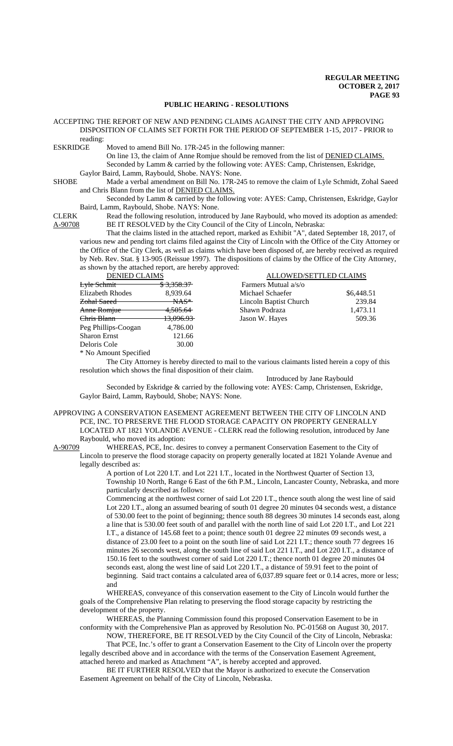## PUBLIC HEARING - RESOLUTIONS

ACCEPTING THE REPORT OF NEW AND PENDING CLAIMS AGAINST THE CITY AND APPROVING DISPOSITION OF CLAIMS SET FORTH FOR THE PERIOD OF SEPTEMBER 1-15, 2017 - PRIOR to reading:

ESKRIDGE Moved to amend Bill No. 17R-245 in the following manner:

On line 13, the claim of Anne Romjue should be removed from the list of DENIED CLAIMS.

Seconded by Lamm & carried by the following vote: AYES: Camp, Christensen, Eskridge, Gaylor Baird, Lamm, Raybould, Shobe. NAYS: None.

SHOBE Made a verbal amendment on Bill No. 17R-245 to remove the claim of Lyle Schmidt, Zohal Saeed and Chris Blann from the list of DENIED CLAIMS.

Seconded by Lamm & carried by the following vote: AYES: Camp, Christensen, Eskridge, Gaylor Baird, Lamm, Raybould, Shobe. NAYS: None.

CLERK Read the following resolution, introduced by Jane Raybould, who moved its adoption as amended:

A-90708 BE IT RESOLVED by the City Council of the City of Lincoln, Nebraska:

That the claims listed in the attached report, marked as Exhibit "A", dated September 18, 2017, of various new and pending tort claims filed against the City of Lincoln with the Office of the City Attorney or the Office of the City Clerk, as well as claims which have been disposed of, are hereby received as required by Neb. Rev. Stat. § 13-905 (Reissue 1997). The dispositions of claims by the Office of the City Attorney, as shown by the attached report, are hereby approved:

| DENIED CLAIMS | | ALLOWED/SETTLED CLAIMS | |
|---|---|---|---|
| ~~Lyle Schmit~~ | ~~$ 3,358.37~~ | Farmers Mutual a/s/o | |
| Elizabeth Rhodes | 8,939.64 | Michael Schaefer | $6,448.51 |
| ~~Zohal Saeed~~ | ~~NAS*~~ | Lincoln Baptist Church | 239.84 |
| ~~Anne Romjue~~ | ~~4,505.64~~ | Shawn Podraza | 1,473.11 |
| ~~Chris Blann~~ | ~~13,096.93~~ | Jason W. Hayes | 509.36 |
| Peg Phillips-Coogan | 4,786.00 | | |
| Sharon Ernst | 121.66 | | |
| Deloris Cole | 30.00 | | |

* No Amount Specified

The City Attorney is hereby directed to mail to the various claimants listed herein a copy of this resolution which shows the final disposition of their claim.

Introduced by Jane Raybould

Seconded by Eskridge & carried by the following vote: AYES: Camp, Christensen, Eskridge, Gaylor Baird, Lamm, Raybould, Shobe; NAYS: None.

APPROVING A CONSERVATION EASEMENT AGREEMENT BETWEEN THE CITY OF LINCOLN AND PCE, INC. TO PRESERVE THE FLOOD STORAGE CAPACITY ON PROPERTY GENERALLY LOCATED AT 1821 YOLANDE AVENUE - CLERK read the following resolution, introduced by Jane Raybould, who moved its adoption:

A-90709 WHEREAS, PCE, Inc. desires to convey a permanent Conservation Easement to the City of Lincoln to preserve the flood storage capacity on property generally located at 1821 Yolande Avenue and legally described as:

A portion of Lot 220 I.T. and Lot 221 I.T., located in the Northwest Quarter of Section 13, Township 10 North, Range 6 East of the 6th P.M., Lincoln, Lancaster County, Nebraska, and more particularly described as follows:

Commencing at the northwest corner of said Lot 220 I.T., thence south along the west line of said Lot 220 I.T., along an assumed bearing of south 01 degree 20 minutes 04 seconds west, a distance of 530.00 feet to the point of beginning; thence south 88 degrees 30 minutes 14 seconds east, along a line that is 530.00 feet south of and parallel with the north line of said Lot 220 I.T., and Lot 221 I.T., a distance of 145.68 feet to a point; thence south 01 degree 22 minutes 09 seconds west, a distance of 23.00 feet to a point on the south line of said Lot 221 I.T.; thence south 77 degrees 16 minutes 26 seconds west, along the south line of said Lot 221 I.T., and Lot 220 I.T., a distance of 150.16 feet to the southwest corner of said Lot 220 I.T.; thence north 01 degree 20 minutes 04 seconds east, along the west line of said Lot 220 I.T., a distance of 59.91 feet to the point of beginning. Said tract contains a calculated area of 6,037.89 square feet or 0.14 acres, more or less; and

WHEREAS, conveyance of this conservation easement to the City of Lincoln would further the goals of the Comprehensive Plan relating to preserving the flood storage capacity by restricting the development of the property.

WHEREAS, the Planning Commission found this proposed Conservation Easement to be in conformity with the Comprehensive Plan as approved by Resolution No. PC-01568 on August 30, 2017.

NOW, THEREFORE, BE IT RESOLVED by the City Council of the City of Lincoln, Nebraska:

That PCE, Inc.'s offer to grant a Conservation Easement to the City of Lincoln over the property legally described above and in accordance with the terms of the Conservation Easement Agreement, attached hereto and marked as Attachment "A", is hereby accepted and approved.

BE IT FURTHER RESOLVED that the Mayor is authorized to execute the Conservation Easement Agreement on behalf of the City of Lincoln, Nebraska.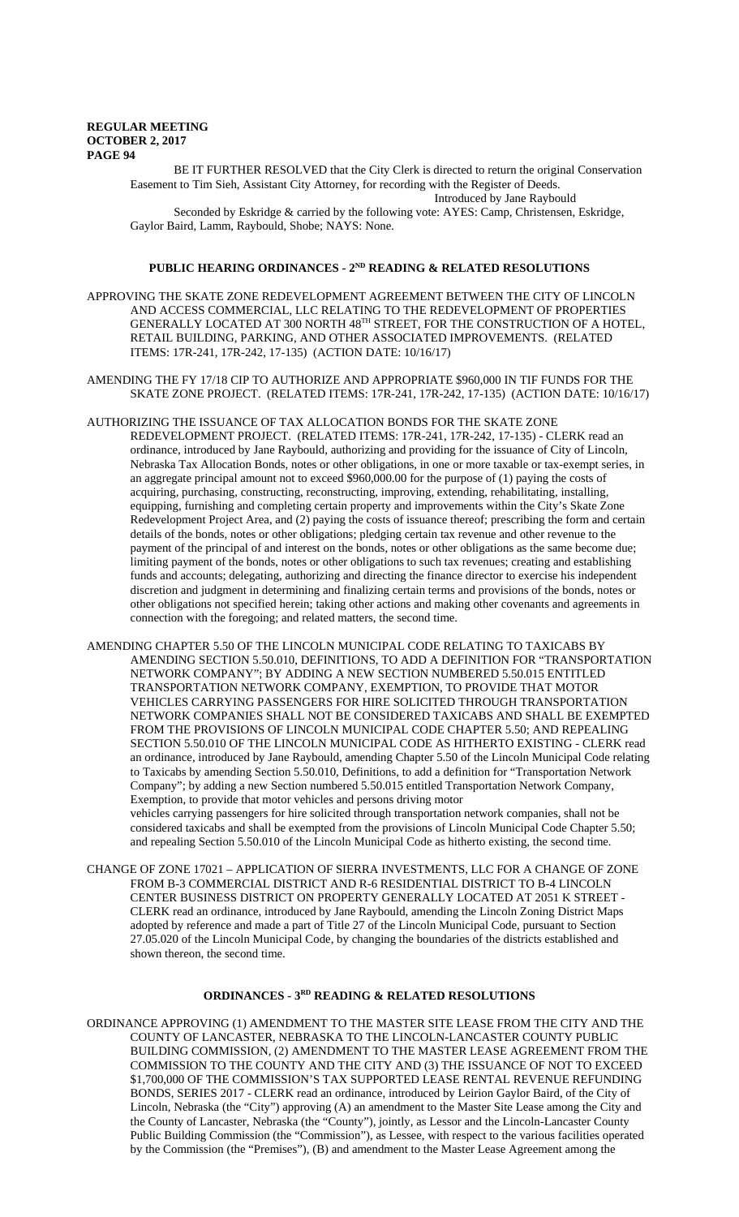BE IT FURTHER RESOLVED that the City Clerk is directed to return the original Conservation Easement to Tim Sieh, Assistant City Attorney, for recording with the Register of Deeds.

Introduced by Jane Raybould

Seconded by Eskridge & carried by the following vote: AYES: Camp, Christensen, Eskridge, Gaylor Baird, Lamm, Raybould, Shobe; NAYS: None.

## PUBLIC HEARING ORDINANCES - 2ND READING & RELATED RESOLUTIONS

APPROVING THE SKATE ZONE REDEVELOPMENT AGREEMENT BETWEEN THE CITY OF LINCOLN AND ACCESS COMMERCIAL, LLC RELATING TO THE REDEVELOPMENT OF PROPERTIES GENERALLY LOCATED AT 300 NORTH 48TH STREET, FOR THE CONSTRUCTION OF A HOTEL, RETAIL BUILDING, PARKING, AND OTHER ASSOCIATED IMPROVEMENTS. (RELATED ITEMS: 17R-241, 17R-242, 17-135) (ACTION DATE: 10/16/17)

AMENDING THE FY 17/18 CIP TO AUTHORIZE AND APPROPRIATE $960,000 IN TIF FUNDS FOR THE SKATE ZONE PROJECT. (RELATED ITEMS: 17R-241, 17R-242, 17-135) (ACTION DATE: 10/16/17)

AUTHORIZING THE ISSUANCE OF TAX ALLOCATION BONDS FOR THE SKATE ZONE REDEVELOPMENT PROJECT. (RELATED ITEMS: 17R-241, 17R-242, 17-135) - CLERK read an ordinance, introduced by Jane Raybould, authorizing and providing for the issuance of City of Lincoln, Nebraska Tax Allocation Bonds, notes or other obligations, in one or more taxable or tax-exempt series, in an aggregate principal amount not to exceed $960,000.00 for the purpose of (1) paying the costs of acquiring, purchasing, constructing, reconstructing, improving, extending, rehabilitating, installing, equipping, furnishing and completing certain property and improvements within the City's Skate Zone Redevelopment Project Area, and (2) paying the costs of issuance thereof; prescribing the form and certain details of the bonds, notes or other obligations; pledging certain tax revenue and other revenue to the payment of the principal of and interest on the bonds, notes or other obligations as the same become due; limiting payment of the bonds, notes or other obligations to such tax revenues; creating and establishing funds and accounts; delegating, authorizing and directing the finance director to exercise his independent discretion and judgment in determining and finalizing certain terms and provisions of the bonds, notes or other obligations not specified herein; taking other actions and making other covenants and agreements in connection with the foregoing; and related matters, the second time.

AMENDING CHAPTER 5.50 OF THE LINCOLN MUNICIPAL CODE RELATING TO TAXICABS BY AMENDING SECTION 5.50.010, DEFINITIONS, TO ADD A DEFINITION FOR "TRANSPORTATION NETWORK COMPANY"; BY ADDING A NEW SECTION NUMBERED 5.50.015 ENTITLED TRANSPORTATION NETWORK COMPANY, EXEMPTION, TO PROVIDE THAT MOTOR VEHICLES CARRYING PASSENGERS FOR HIRE SOLICITED THROUGH TRANSPORTATION NETWORK COMPANIES SHALL NOT BE CONSIDERED TAXICABS AND SHALL BE EXEMPTED FROM THE PROVISIONS OF LINCOLN MUNICIPAL CODE CHAPTER 5.50; AND REPEALING SECTION 5.50.010 OF THE LINCOLN MUNICIPAL CODE AS HITHERTO EXISTING - CLERK read an ordinance, introduced by Jane Raybould, amending Chapter 5.50 of the Lincoln Municipal Code relating to Taxicabs by amending Section 5.50.010, Definitions, to add a definition for "Transportation Network Company"; by adding a new Section numbered 5.50.015 entitled Transportation Network Company, Exemption, to provide that motor vehicles and persons driving motor vehicles carrying passengers for hire solicited through transportation network companies, shall not be considered taxicabs and shall be exempted from the provisions of Lincoln Municipal Code Chapter 5.50; and repealing Section 5.50.010 of the Lincoln Municipal Code as hitherto existing, the second time.

CHANGE OF ZONE 17021 – APPLICATION OF SIERRA INVESTMENTS, LLC FOR A CHANGE OF ZONE FROM B-3 COMMERCIAL DISTRICT AND R-6 RESIDENTIAL DISTRICT TO B-4 LINCOLN CENTER BUSINESS DISTRICT ON PROPERTY GENERALLY LOCATED AT 2051 K STREET - CLERK read an ordinance, introduced by Jane Raybould, amending the Lincoln Zoning District Maps adopted by reference and made a part of Title 27 of the Lincoln Municipal Code, pursuant to Section 27.05.020 of the Lincoln Municipal Code, by changing the boundaries of the districts established and shown thereon, the second time.

## ORDINANCES - 3RD READING & RELATED RESOLUTIONS

ORDINANCE APPROVING (1) AMENDMENT TO THE MASTER SITE LEASE FROM THE CITY AND THE COUNTY OF LANCASTER, NEBRASKA TO THE LINCOLN-LANCASTER COUNTY PUBLIC BUILDING COMMISSION, (2) AMENDMENT TO THE MASTER LEASE AGREEMENT FROM THE COMMISSION TO THE COUNTY AND THE CITY AND (3) THE ISSUANCE OF NOT TO EXCEED $1,700,000 OF THE COMMISSION'S TAX SUPPORTED LEASE RENTAL REVENUE REFUNDING BONDS, SERIES 2017 - CLERK read an ordinance, introduced by Leirion Gaylor Baird, of the City of Lincoln, Nebraska (the "City") approving (A) an amendment to the Master Site Lease among the City and the County of Lancaster, Nebraska (the "County"), jointly, as Lessor and the Lincoln-Lancaster County Public Building Commission (the "Commission"), as Lessee, with respect to the various facilities operated by the Commission (the "Premises"), (B) and amendment to the Master Lease Agreement among the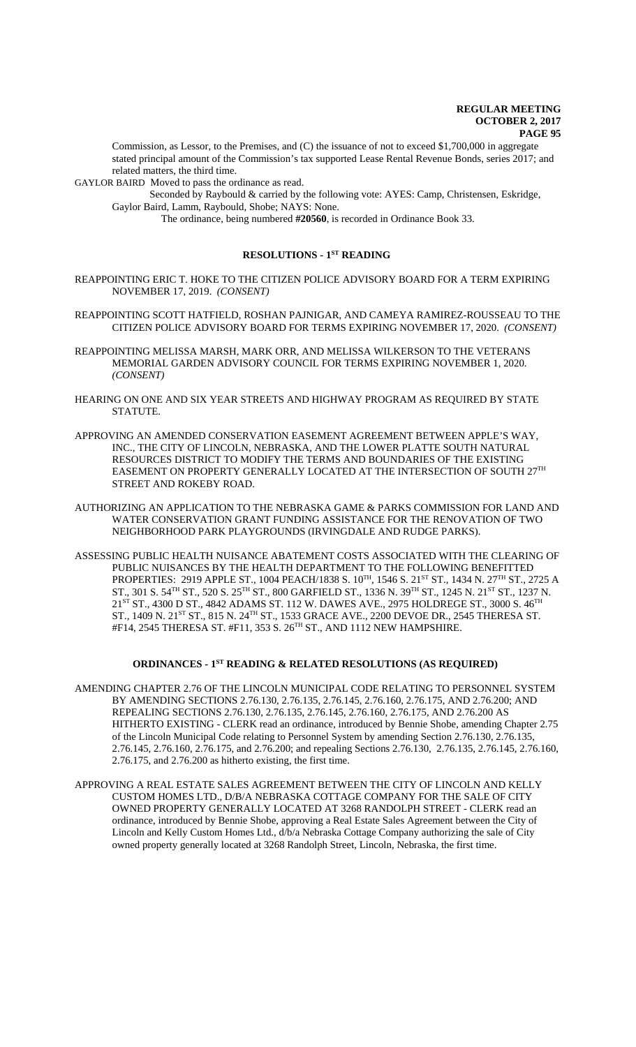Commission, as Lessor, to the Premises, and (C) the issuance of not to exceed $1,700,000 in aggregate stated principal amount of the Commission's tax supported Lease Rental Revenue Bonds, series 2017; and related matters, the third time.

GAYLOR BAIRD Moved to pass the ordinance as read.

Seconded by Raybould & carried by the following vote: AYES: Camp, Christensen, Eskridge, Gaylor Baird, Lamm, Raybould, Shobe; NAYS: None.

The ordinance, being numbered **#20560**, is recorded in Ordinance Book 33.

## RESOLUTIONS - 1ST READING

REAPPOINTING ERIC T. HOKE TO THE CITIZEN POLICE ADVISORY BOARD FOR A TERM EXPIRING NOVEMBER 17, 2019. *(CONSENT)*

REAPPOINTING SCOTT HATFIELD, ROSHAN PAJNIGAR, AND CAMEYA RAMIREZ-ROUSSEAU TO THE CITIZEN POLICE ADVISORY BOARD FOR TERMS EXPIRING NOVEMBER 17, 2020. *(CONSENT)*

REAPPOINTING MELISSA MARSH, MARK ORR, AND MELISSA WILKERSON TO THE VETERANS MEMORIAL GARDEN ADVISORY COUNCIL FOR TERMS EXPIRING NOVEMBER 1, 2020. *(CONSENT)*

HEARING ON ONE AND SIX YEAR STREETS AND HIGHWAY PROGRAM AS REQUIRED BY STATE STATUTE.

APPROVING AN AMENDED CONSERVATION EASEMENT AGREEMENT BETWEEN APPLE'S WAY, INC., THE CITY OF LINCOLN, NEBRASKA, AND THE LOWER PLATTE SOUTH NATURAL RESOURCES DISTRICT TO MODIFY THE TERMS AND BOUNDARIES OF THE EXISTING EASEMENT ON PROPERTY GENERALLY LOCATED AT THE INTERSECTION OF SOUTH 27TH STREET AND ROKEBY ROAD.

AUTHORIZING AN APPLICATION TO THE NEBRASKA GAME & PARKS COMMISSION FOR LAND AND WATER CONSERVATION GRANT FUNDING ASSISTANCE FOR THE RENOVATION OF TWO NEIGHBORHOOD PARK PLAYGROUNDS (IRVINGDALE AND RUDGE PARKS).

ASSESSING PUBLIC HEALTH NUISANCE ABATEMENT COSTS ASSOCIATED WITH THE CLEARING OF PUBLIC NUISANCES BY THE HEALTH DEPARTMENT TO THE FOLLOWING BENEFITTED PROPERTIES: 2919 APPLE ST., 1004 PEACH/1838 S. 10TH, 1546 S. 21ST ST., 1434 N. 27TH ST., 2725 A ST., 301 S. 54TH ST., 520 S. 25TH ST., 800 GARFIELD ST., 1336 N. 39TH ST., 1245 N. 21ST ST., 1237 N. 21ST ST., 4300 D ST., 4842 ADAMS ST. 112 W. DAWES AVE., 2975 HOLDREGE ST., 3000 S. 46TH ST., 1409 N. 21ST ST., 815 N. 24TH ST., 1533 GRACE AVE., 2200 DEVOE DR., 2545 THERESA ST. #F14, 2545 THERESA ST. #F11, 353 S. 26TH ST., AND 1112 NEW HAMPSHIRE.

## ORDINANCES - 1ST READING & RELATED RESOLUTIONS (AS REQUIRED)

AMENDING CHAPTER 2.76 OF THE LINCOLN MUNICIPAL CODE RELATING TO PERSONNEL SYSTEM BY AMENDING SECTIONS 2.76.130, 2.76.135, 2.76.145, 2.76.160, 2.76.175, AND 2.76.200; AND REPEALING SECTIONS 2.76.130, 2.76.135, 2.76.145, 2.76.160, 2.76.175, AND 2.76.200 AS HITHERTO EXISTING - CLERK read an ordinance, introduced by Bennie Shobe, amending Chapter 2.75 of the Lincoln Municipal Code relating to Personnel System by amending Section 2.76.130, 2.76.135, 2.76.145, 2.76.160, 2.76.175, and 2.76.200; and repealing Sections 2.76.130, 2.76.135, 2.76.145, 2.76.160, 2.76.175, and 2.76.200 as hitherto existing, the first time.

APPROVING A REAL ESTATE SALES AGREEMENT BETWEEN THE CITY OF LINCOLN AND KELLY CUSTOM HOMES LTD., D/B/A NEBRASKA COTTAGE COMPANY FOR THE SALE OF CITY OWNED PROPERTY GENERALLY LOCATED AT 3268 RANDOLPH STREET - CLERK read an ordinance, introduced by Bennie Shobe, approving a Real Estate Sales Agreement between the City of Lincoln and Kelly Custom Homes Ltd., d/b/a Nebraska Cottage Company authorizing the sale of City owned property generally located at 3268 Randolph Street, Lincoln, Nebraska, the first time.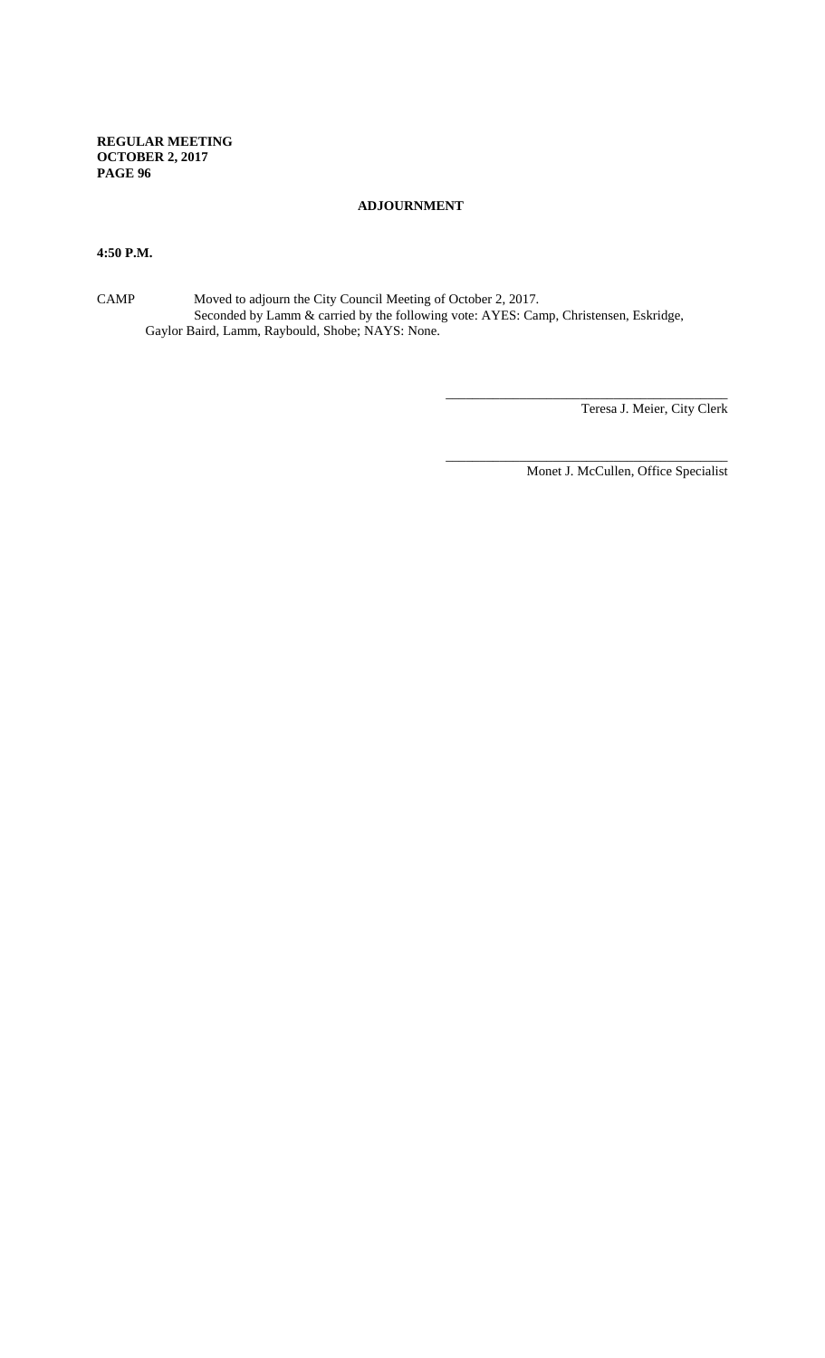## ADJOURNMENT

**4:50 P.M.**

CAMP Moved to adjourn the City Council Meeting of October 2, 2017.
Seconded by Lamm & carried by the following vote: AYES: Camp, Christensen, Eskridge, Gaylor Baird, Lamm, Raybould, Shobe; NAYS: None.

\_\_\_\_\_\_\_\_\_\_\_\_\_\_\_\_\_\_\_\_\_\_\_\_\_\_\_\_\_\_\_\_\_\_\_\_\_\_\_\_
Teresa J. Meier, City Clerk

\_\_\_\_\_\_\_\_\_\_\_\_\_\_\_\_\_\_\_\_\_\_\_\_\_\_\_\_\_\_\_\_\_\_\_\_\_\_\_\_
Monet J. McCullen, Office Specialist